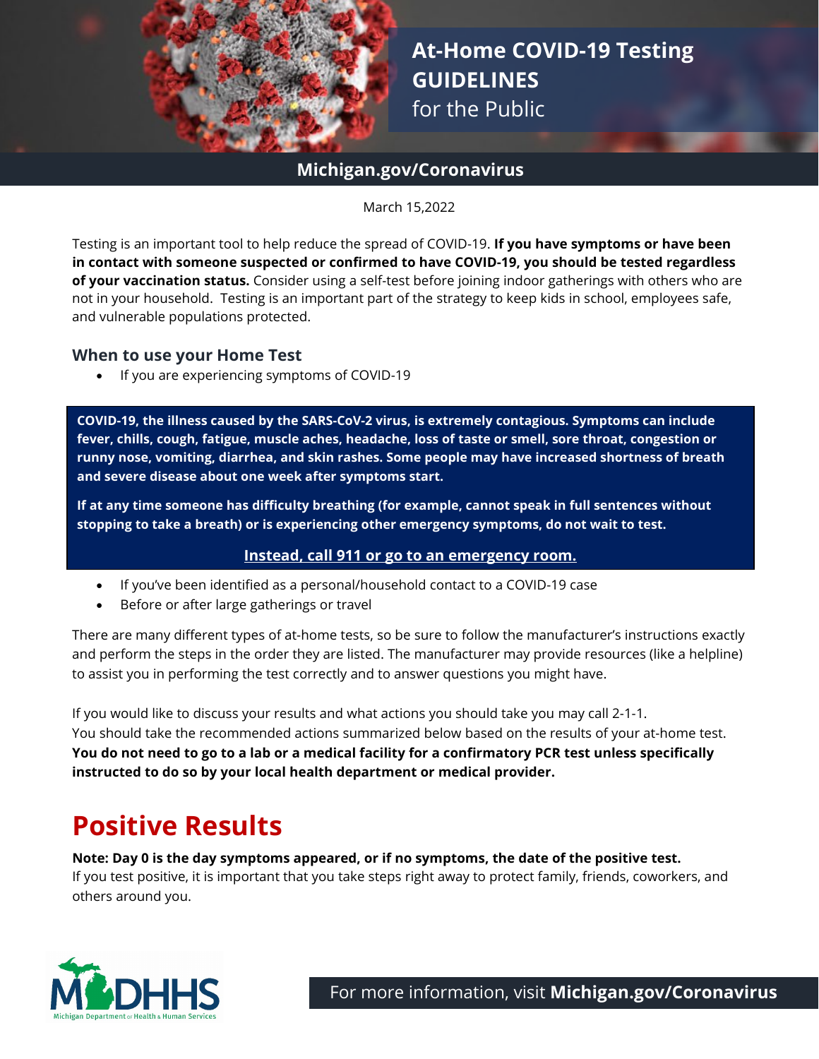# At-Home COVID-19 Testing GUIDELINES for the Public

**Michigan.gov/Coronavirus**

March 15,2022

Testing is an important tool to help reduce the spread of COVID-19. **If you have symptoms or have been in contact with someone suspected or confirmed to have COVID-19, you should be tested regardless of your vaccination status.** Consider using a self-test before joining indoor gatherings with others who are not in your household. Testing is an important part of the strategy to keep kids in school, employees safe, and vulnerable populations protected.

## When to use your Home Test

- If you are experiencing symptoms of COVID-19

**COVID-19, the illness caused by the SARS-CoV-2 virus, is extremely contagious. Symptoms can include fever, chills, cough, fatigue, muscle aches, headache, loss of taste or smell, sore throat, congestion or runny nose, vomiting, diarrhea, and skin rashes. Some people may have increased shortness of breath and severe disease about one week after symptoms start.**

**If at any time someone has difficulty breathing (for example, cannot speak in full sentences without stopping to take a breath) or is experiencing other emergency symptoms, do not wait to test.**

**Instead, call 911 or go to an emergency room.**

- If you've been identified as a personal/household contact to a COVID-19 case
- Before or after large gatherings or travel

There are many different types of at-home tests, so be sure to follow the manufacturer's instructions exactly and perform the steps in the order they are listed. The manufacturer may provide resources (like a helpline) to assist you in performing the test correctly and to answer questions you might have.

If you would like to discuss your results and what actions you should take you may call 2-1-1.
You should take the recommended actions summarized below based on the results of your at-home test.
**You do not need to go to a lab or a medical facility for a confirmatory PCR test unless specifically instructed to do so by your local health department or medical provider.**

# Positive Results

**Note: Day 0 is the day symptoms appeared, or if no symptoms, the date of the positive test.**
If you test positive, it is important that you take steps right away to protect family, friends, coworkers, and others around you.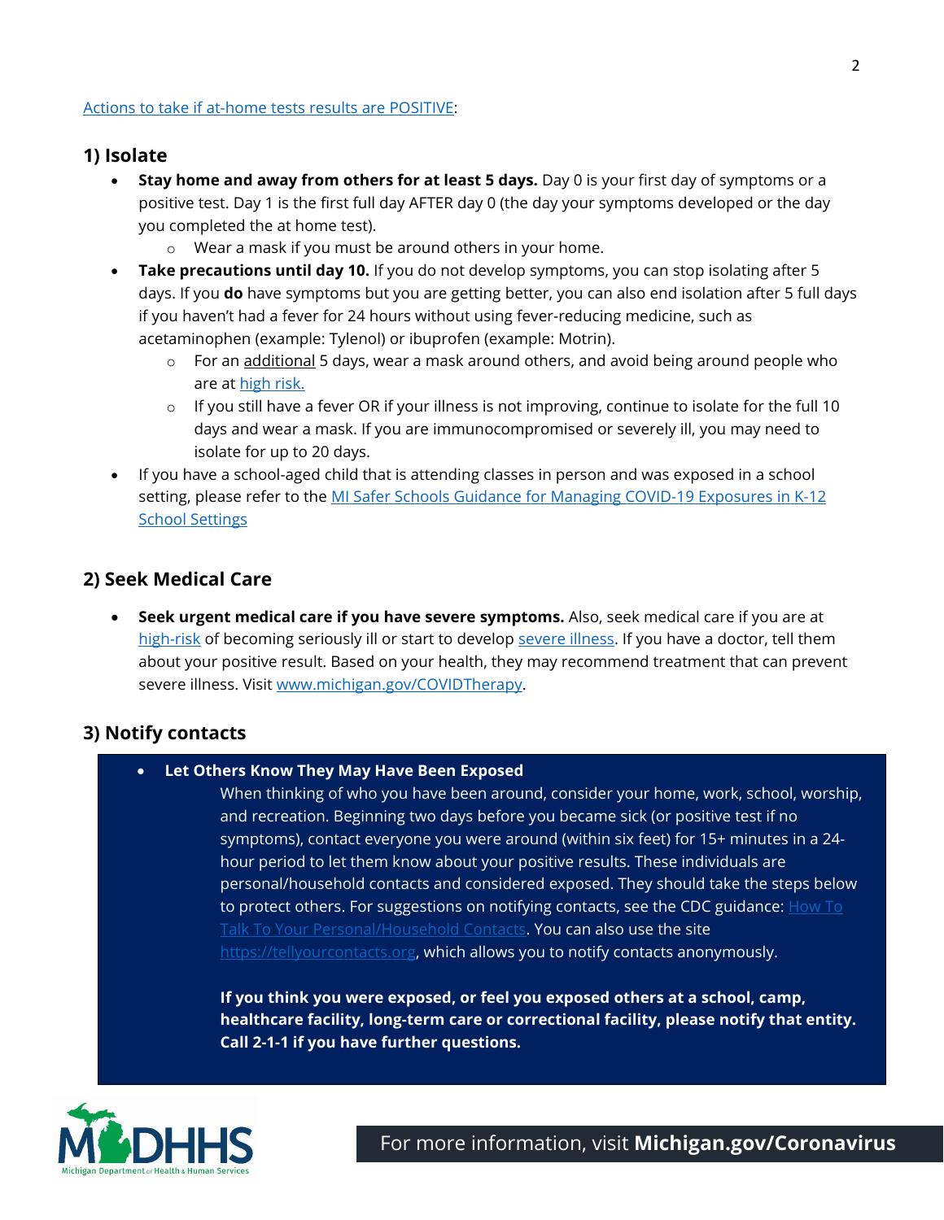Actions to take if at-home tests results are POSITIVE:

## 1) Isolate

- **Stay home and away from others for at least 5 days.** Day 0 is your first day of symptoms or a positive test. Day 1 is the first full day AFTER day 0 (the day your symptoms developed or the day you completed the at home test).
  - Wear a mask if you must be around others in your home.
- **Take precautions until day 10.** If you do not develop symptoms, you can stop isolating after 5 days. If you **do** have symptoms but you are getting better, you can also end isolation after 5 full days if you haven't had a fever for 24 hours without using fever-reducing medicine, such as acetaminophen (example: Tylenol) or ibuprofen (example: Motrin).
  - For an additional 5 days, wear a mask around others, and avoid being around people who are at high risk.
  - If you still have a fever OR if your illness is not improving, continue to isolate for the full 10 days and wear a mask. If you are immunocompromised or severely ill, you may need to isolate for up to 20 days.
- If you have a school-aged child that is attending classes in person and was exposed in a school setting, please refer to the MI Safer Schools Guidance for Managing COVID-19 Exposures in K-12 School Settings

## 2) Seek Medical Care

- **Seek urgent medical care if you have severe symptoms.** Also, seek medical care if you are at high-risk of becoming seriously ill or start to develop severe illness. If you have a doctor, tell them about your positive result. Based on your health, they may recommend treatment that can prevent severe illness. Visit www.michigan.gov/COVIDTherapy.

## 3) Notify contacts

- **Let Others Know They May Have Been Exposed**

  When thinking of who you have been around, consider your home, work, school, worship, and recreation. Beginning two days before you became sick (or positive test if no symptoms), contact everyone you were around (within six feet) for 15+ minutes in a 24-hour period to let them know about your positive results. These individuals are personal/household contacts and considered exposed. They should take the steps below to protect others. For suggestions on notifying contacts, see the CDC guidance: How To Talk To Your Personal/Household Contacts. You can also use the site https://tellyourcontacts.org, which allows you to notify contacts anonymously.

  **If you think you were exposed, or feel you exposed others at a school, camp, healthcare facility, long-term care or correctional facility, please notify that entity. Call 2-1-1 if you have further questions.**

For more information, visit **Michigan.gov/Coronavirus**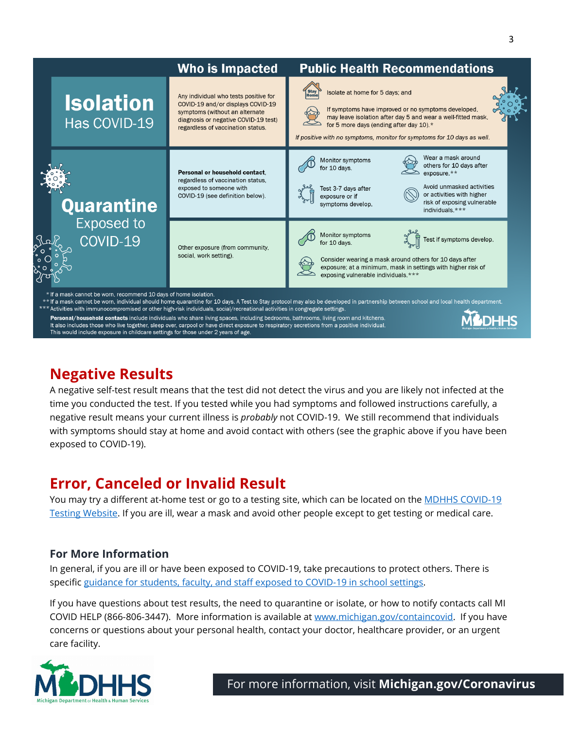| | Who is Impacted | Public Health Recommendations |
| --- | --- | --- |
| **Isolation** Has COVID-19 | Any individual who tests positive for COVID-19 and/or displays COVID-19 symptoms (without an alternate diagnosis or negative COVID-19 test) regardless of vaccination status. | Isolate at home for 5 days; and<br>If symptoms have improved or no symptoms developed, may leave isolation after day 5 and wear a well-fitted mask, for 5 more days (ending after day 10).*<br>*If positive with no symptoms, monitor for symptoms for 10 days as well.* |
| **Quarantine** Exposed to COVID-19 | **Personal or household contact**, regardless of vaccination status, exposed to someone with COVID-19 (see definition below). | Monitor symptoms for 10 days.<br>Test 3-7 days after exposure or if symptoms develop.<br>Wear a mask around others for 10 days after exposure.**<br>Avoid unmasked activities or activities with higher risk of exposing vulnerable individuals.*** |
| | Other exposure (from community, social, work setting). | Monitor symptoms for 10 days.<br>Test if symptoms develop.<br>Consider wearing a mask around others for 10 days after exposure; at a minimum, mask in settings with higher risk of exposing vulnerable individuals.*** |

\* If a mask cannot be worn, recommend 10 days of home isolation.
\*\* If a mask cannot be worn, individual should home quarantine for 10 days. A Test to Stay protocol may also be developed in partnership between school and local health department.
\*\*\* Activities with immunocompromised or other high-risk individuals, social/recreational activities in congregate settings.

**Personal/household contacts** include individuals who share living spaces, including bedrooms, bathrooms, living room and kitchens. It also includes those who live together, sleep over, carpool or have direct exposure to respiratory secretions from a positive individual. This would include exposure in childcare settings for those under 2 years of age.

MDHHS

## Negative Results

A negative self-test result means that the test did not detect the virus and you are likely not infected at the time you conducted the test. If you tested while you had symptoms and followed instructions carefully, a negative result means your current illness is *probably* not COVID-19. We still recommend that individuals with symptoms should stay at home and avoid contact with others (see the graphic above if you have been exposed to COVID-19).

## Error, Canceled or Invalid Result

You may try a different at-home test or go to a testing site, which can be located on the [MDHHS COVID-19 Testing Website](). If you are ill, wear a mask and avoid other people except to get testing or medical care.

### For More Information

In general, if you are ill or have been exposed to COVID-19, take precautions to protect others. There is specific [guidance for students, faculty, and staff exposed to COVID-19 in school settings]().

If you have questions about test results, the need to quarantine or isolate, or how to notify contacts call MI COVID HELP (866-806-3447). More information is available at [www.michigan.gov/containcovid](). If you have concerns or questions about your personal health, contact your doctor, healthcare provider, or an urgent care facility.

MDHHS Michigan Department of Health & Human Services

For more information, visit **Michigan.gov/Coronavirus**